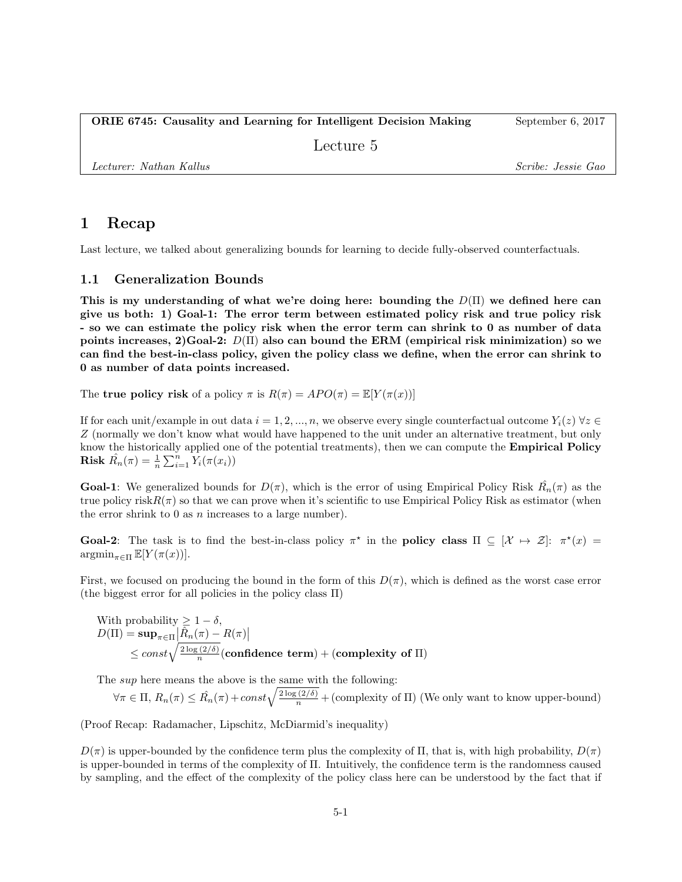**ORIE 6745: Causality and Learning for Intelligent Decision Making** September 6, 2017

Lecture 5

*Lecturer: Nathan Kallus* *Scribe: Jessie Gao*

# 1 Recap

Last lecture, we talked about generalizing bounds for learning to decide fully-observed counterfactuals.

## 1.1 Generalization Bounds

**This is my understanding of what we're doing here: bounding the $D(\Pi)$ we defined here can give us both: 1) Goal-1: The error term between estimated policy risk and true policy risk - so we can estimate the policy risk when the error term can shrink to 0 as number of data points increases, 2)Goal-2: $D(\Pi)$ also can bound the ERM (empirical risk minimization) so we can find the best-in-class policy, given the policy class we define, when the error can shrink to 0 as number of data points increased.**

The **true policy risk** of a policy $\pi$ is $R(\pi) = APO(\pi) = \mathbb{E}[Y(\pi(x))]$

If for each unit/example in out data $i = 1, 2, ..., n$, we observe every single counterfactual outcome $Y_i(z)\ \forall z \in Z$ (normally we don't know what would have happened to the unit under an alternative treatment, but only know the historically applied one of the potential treatments), then we can compute the **Empirical Policy Risk** $\hat{R_n}(\pi) = \frac{1}{n}\sum_{i=1}^{n} Y_i(\pi(x_i))$

**Goal-1**: We generalized bounds for $D(\pi)$, which is the error of using Empirical Policy Risk $\hat{R_n}(\pi)$ as the true policy risk$R(\pi)$ so that we can prove when it's scientific to use Empirical Policy Risk as estimator (when the error shrink to 0 as $n$ increases to a large number).

**Goal-2**: The task is to find the best-in-class policy $\pi^\star$ in the **policy class** $\Pi \subseteq [\mathcal{X} \mapsto \mathcal{Z}]$: $\pi^\star(x) = \text{argmin}_{\pi\in\Pi}\,\mathbb{E}[Y(\pi(x))]$.

First, we focused on producing the bound in the form of this $D(\pi)$, which is defined as the worst case error (the biggest error for all policies in the policy class $\Pi$)

With probability $\geq 1 - \delta$,

$$D(\Pi) = \mathbf{sup}_{\pi\in\Pi}\left|\hat{R_n}(\pi) - R(\pi)\right|$$
$$\leq const\sqrt{\frac{2\log{(2/\delta)}}{n}}(\textbf{confidence term}) + (\textbf{complexity of } \Pi)$$

The *sup* here means the above is the same with the following:

$\forall\pi \in \Pi$, $R_n(\pi) \leq \hat{R_n}(\pi) + const\sqrt{\frac{2\log{(2/\delta)}}{n}} +$ (complexity of $\Pi$) (We only want to know upper-bound)

(Proof Recap: Radamacher, Lipschitz, McDiarmid's inequality)

$D(\pi)$ is upper-bounded by the confidence term plus the complexity of $\Pi$, that is, with high probability, $D(\pi)$ is upper-bounded in terms of the complexity of $\Pi$. Intuitively, the confidence term is the randomness caused by sampling, and the effect of the complexity of the policy class here can be understood by the fact that if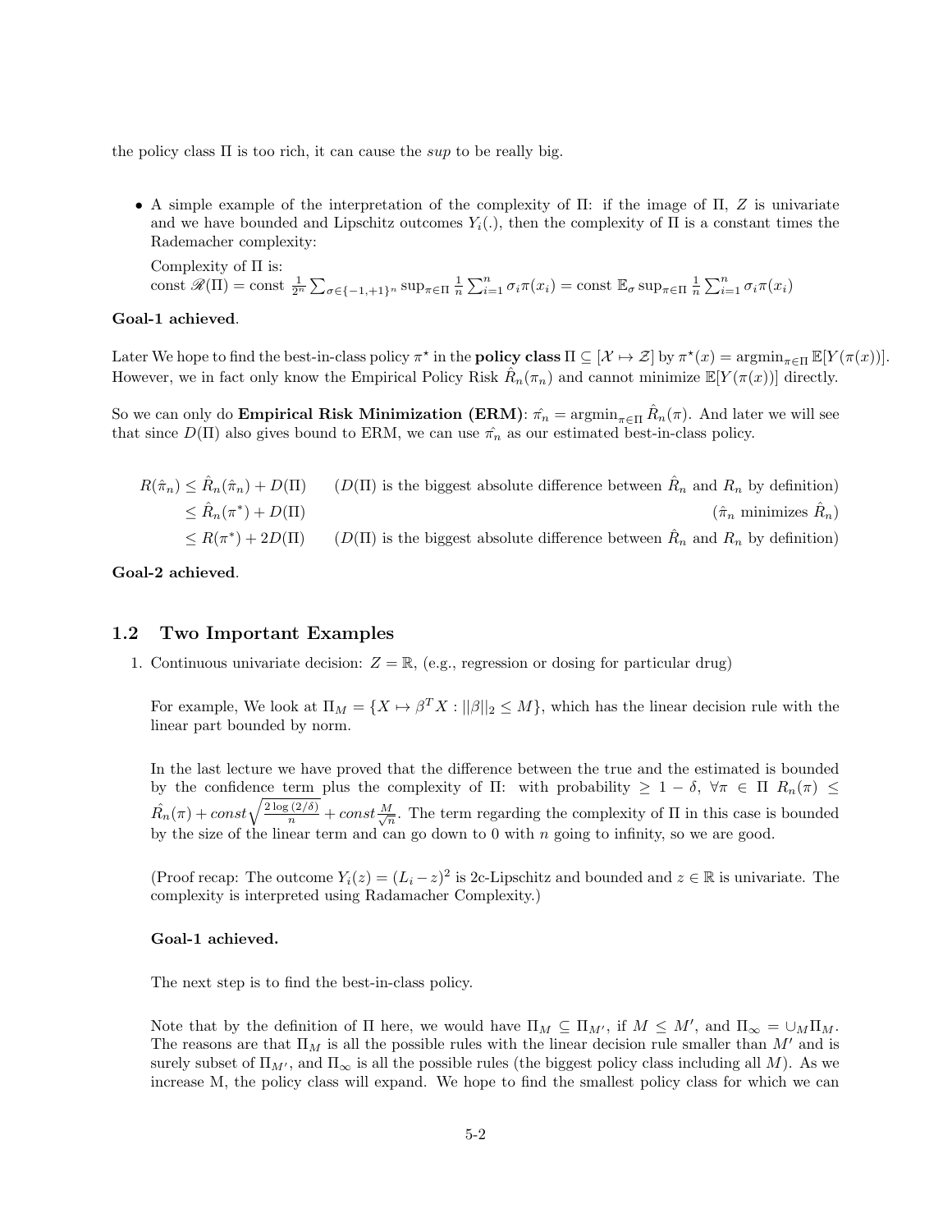the policy class $\Pi$ is too rich, it can cause the *sup* to be really big.

- A simple example of the interpretation of the complexity of $\Pi$: if the image of $\Pi$, $Z$ is univariate and we have bounded and Lipschitz outcomes $Y_i(.)$, then the complexity of $\Pi$ is a constant times the Rademacher complexity:

  Complexity of $\Pi$ is:
  const $\mathscr{R}(\Pi) =$ const $\frac{1}{2^n}\sum_{\sigma \in \{-1,+1\}^n} \sup_{\pi \in \Pi} \frac{1}{n}\sum_{i=1}^n \sigma_i \pi(x_i) =$ const $\mathbb{E}_\sigma \sup_{\pi\in\Pi} \frac{1}{n}\sum_{i=1}^n \sigma_i \pi(x_i)$

**Goal-1 achieved**.

Later We hope to find the best-in-class policy $\pi^\star$ in the **policy class** $\Pi \subseteq [\mathcal{X} \mapsto \mathcal{Z}]$ by $\pi^\star(x) = \text{argmin}_{\pi\in\Pi} \mathbb{E}[Y(\pi(x))]$. However, we in fact only know the Empirical Policy Risk $\hat{R}_n(\pi_n)$ and cannot minimize $\mathbb{E}[Y(\pi(x))]$ directly.

So we can only do **Empirical Risk Minimization (ERM)**: $\hat{\pi_n} = \text{argmin}_{\pi\in\Pi} \hat{R}_n(\pi)$. And later we will see that since $D(\Pi)$ also gives bound to ERM, we can use $\hat{\pi_n}$ as our estimated best-in-class policy.

$$
\begin{aligned}
R(\hat{\pi}_n) &\leq \hat{R}_n(\hat{\pi}_n) + D(\Pi) && (D(\Pi) \text{ is the biggest absolute difference between } \hat{R}_n \text{ and } R_n \text{ by definition})\\
&\leq \hat{R}_n(\pi^*) + D(\Pi) && (\hat{\pi}_n \text{ minimizes } \hat{R}_n)\\
&\leq R(\pi^*) + 2D(\Pi) && (D(\Pi) \text{ is the biggest absolute difference between } \hat{R}_n \text{ and } R_n \text{ by definition})
\end{aligned}
$$

**Goal-2 achieved**.

## 1.2 Two Important Examples

1. Continuous univariate decision: $Z = \mathbb{R}$, (e.g., regression or dosing for particular drug)

   For example, We look at $\Pi_M = \{X \mapsto \beta^T X : ||\beta||_2 \leq M\}$, which has the linear decision rule with the linear part bounded by norm.

   In the last lecture we have proved that the difference between the true and the estimated is bounded by the confidence term plus the complexity of $\Pi$: with probability $\geq 1-\delta$, $\forall \pi \in \Pi$ $R_n(\pi) \leq \hat{R}_n(\pi) + const\sqrt{\frac{2\log(2/\delta)}{n}} + const\frac{M}{\sqrt{n}}$. The term regarding the complexity of $\Pi$ in this case is bounded by the size of the linear term and can go down to 0 with $n$ going to infinity, so we are good.

   (Proof recap: The outcome $Y_i(z) = (L_i - z)^2$ is 2c-Lipschitz and bounded and $z \in \mathbb{R}$ is univariate. The complexity is interpreted using Radamacher Complexity.)

   **Goal-1 achieved.**

   The next step is to find the best-in-class policy.

   Note that by the definition of $\Pi$ here, we would have $\Pi_M \subseteq \Pi_{M'}$, if $M \leq M'$, and $\Pi_\infty = \cup_M \Pi_M$. The reasons are that $\Pi_M$ is all the possible rules with the linear decision rule smaller than $M'$ and is surely subset of $\Pi_{M'}$, and $\Pi_\infty$ is all the possible rules (the biggest policy class including all $M$). As we increase M, the policy class will expand. We hope to find the smallest policy class for which we can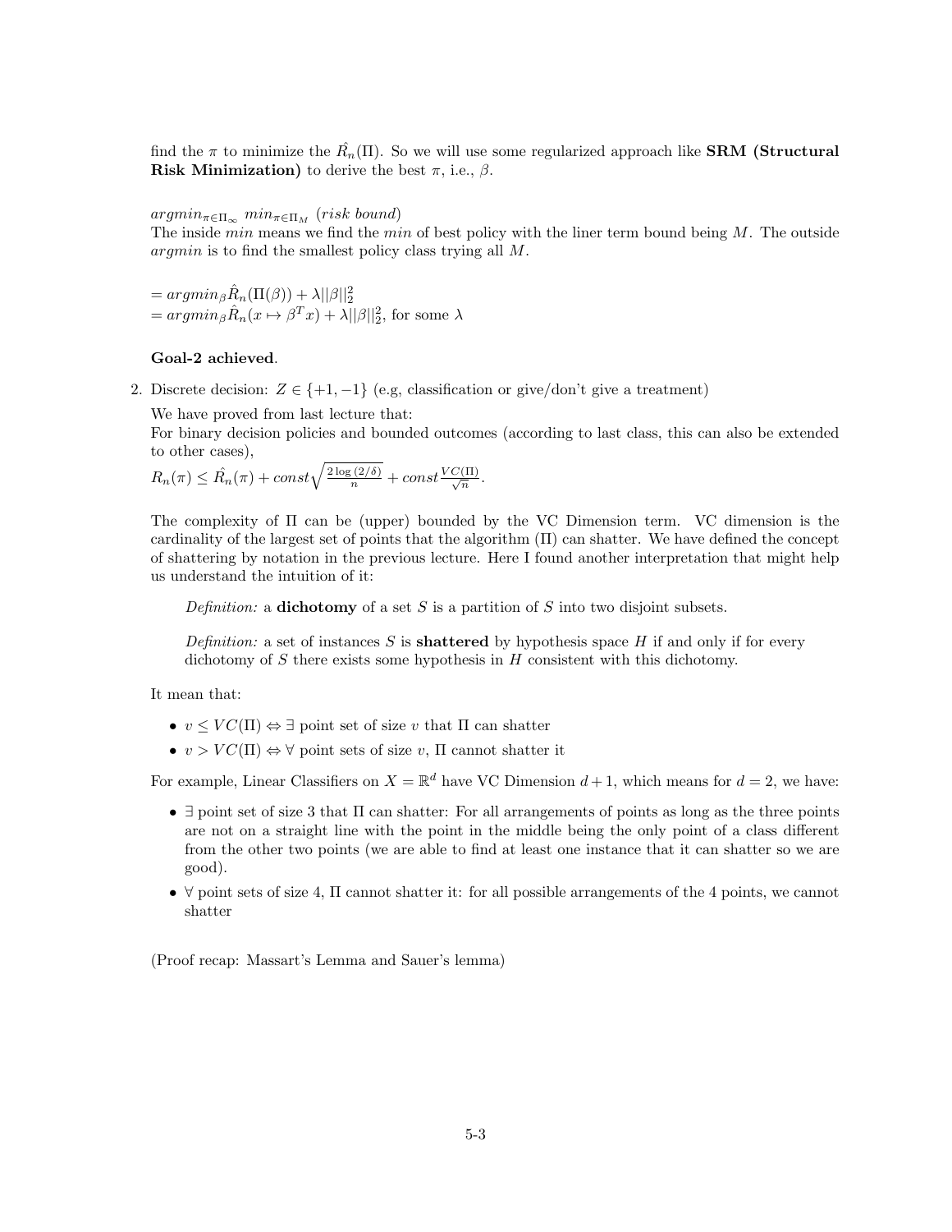find the $\pi$ to minimize the $\hat{R_n}(\Pi)$. So we will use some regularized approach like **SRM (Structural Risk Minimization)** to derive the best $\pi$, i.e., $\beta$.

$argmin_{\pi \in \Pi_\infty}\ min_{\pi \in \Pi_M}\ (risk\ bound)$

The inside *min* means we find the *min* of best policy with the liner term bound being $M$. The outside *argmin* is to find the smallest policy class trying all $M$.

$= argmin_\beta \hat{R}_n(\Pi(\beta)) + \lambda ||\beta||_2^2$

$= argmin_\beta \hat{R}_n(x \mapsto \beta^T x) + \lambda ||\beta||_2^2$, for some $\lambda$

**Goal-2 achieved**.

2. Discrete decision: $Z \in \{+1, -1\}$ (e.g, classification or give/don't give a treatment)

   We have proved from last lecture that:

   For binary decision policies and bounded outcomes (according to last class, this can also be extended to other cases),

   $R_n(\pi) \leq \hat{R_n}(\pi) + const\sqrt{\frac{2\log(2/\delta)}{n}} + const\frac{VC(\Pi)}{\sqrt{n}}$.

   The complexity of $\Pi$ can be (upper) bounded by the VC Dimension term. VC dimension is the cardinality of the largest set of points that the algorithm ($\Pi$) can shatter. We have defined the concept of shattering by notation in the previous lecture. Here I found another interpretation that might help us understand the intuition of it:

   > *Definition:* a **dichotomy** of a set $S$ is a partition of $S$ into two disjoint subsets.
   >
   > *Definition:* a set of instances $S$ is **shattered** by hypothesis space $H$ if and only if for every dichotomy of $S$ there exists some hypothesis in $H$ consistent with this dichotomy.

   It mean that:

   - $v \leq VC(\Pi) \Leftrightarrow \exists$ point set of size $v$ that $\Pi$ can shatter
   - $v > VC(\Pi) \Leftrightarrow \forall$ point sets of size $v$, $\Pi$ cannot shatter it

   For example, Linear Classifiers on $X = \mathbb{R}^d$ have VC Dimension $d+1$, which means for $d = 2$, we have:

   - $\exists$ point set of size 3 that $\Pi$ can shatter: For all arrangements of points as long as the three points are not on a straight line with the point in the middle being the only point of a class different from the other two points (we are able to find at least one instance that it can shatter so we are good).
   - $\forall$ point sets of size 4, $\Pi$ cannot shatter it: for all possible arrangements of the 4 points, we cannot shatter

   (Proof recap: Massart's Lemma and Sauer's lemma)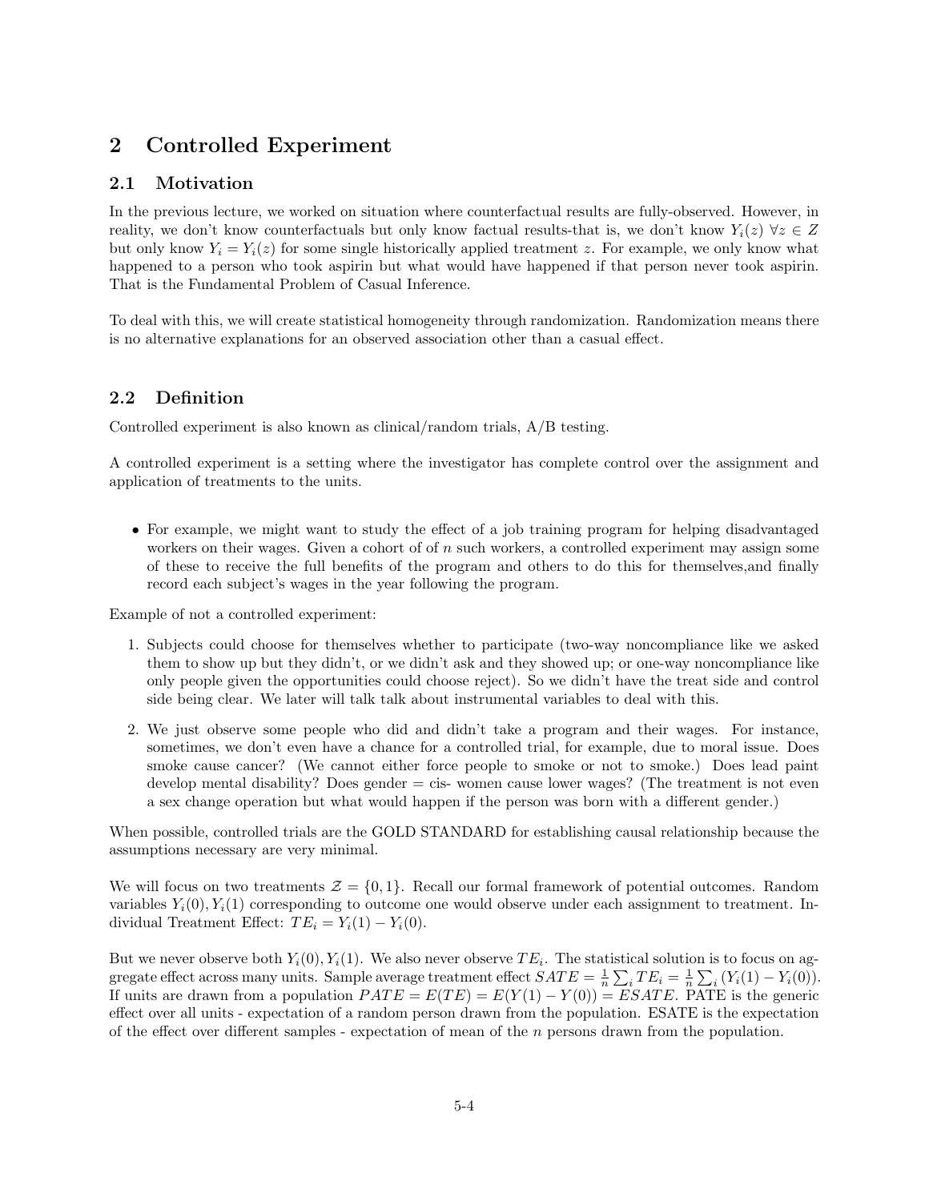## 2 Controlled Experiment

### 2.1 Motivation

In the previous lecture, we worked on situation where counterfactual results are fully-observed. However, in reality, we don't know counterfactuals but only know factual results-that is, we don't know $Y_i(z)$ $\forall z \in Z$ but only know $Y_i = Y_i(z)$ for some single historically applied treatment $z$. For example, we only know what happened to a person who took aspirin but what would have happened if that person never took aspirin. That is the Fundamental Problem of Casual Inference.

To deal with this, we will create statistical homogeneity through randomization. Randomization means there is no alternative explanations for an observed association other than a casual effect.

### 2.2 Definition

Controlled experiment is also known as clinical/random trials, A/B testing.

A controlled experiment is a setting where the investigator has complete control over the assignment and application of treatments to the units.

- For example, we might want to study the effect of a job training program for helping disadvantaged workers on their wages. Given a cohort of of $n$ such workers, a controlled experiment may assign some of these to receive the full benefits of the program and others to do this for themselves,and finally record each subject's wages in the year following the program.

Example of not a controlled experiment:

1. Subjects could choose for themselves whether to participate (two-way noncompliance like we asked them to show up but they didn't, or we didn't ask and they showed up; or one-way noncompliance like only people given the opportunities could choose reject). So we didn't have the treat side and control side being clear. We later will talk talk about instrumental variables to deal with this.
2. We just observe some people who did and didn't take a program and their wages. For instance, sometimes, we don't even have a chance for a controlled trial, for example, due to moral issue. Does smoke cause cancer? (We cannot either force people to smoke or not to smoke.) Does lead paint develop mental disability? Does gender = cis- women cause lower wages? (The treatment is not even a sex change operation but what would happen if the person was born with a different gender.)

When possible, controlled trials are the GOLD STANDARD for establishing causal relationship because the assumptions necessary are very minimal.

We will focus on two treatments $\mathcal{Z} = \{0, 1\}$. Recall our formal framework of potential outcomes. Random variables $Y_i(0), Y_i(1)$ corresponding to outcome one would observe under each assignment to treatment. Individual Treatment Effect: $TE_i = Y_i(1) - Y_i(0)$.

But we never observe both $Y_i(0), Y_i(1)$. We also never observe $TE_i$. The statistical solution is to focus on aggregate effect across many units. Sample average treatment effect $SATE = \frac{1}{n}\sum_i TE_i = \frac{1}{n}\sum_i (Y_i(1) - Y_i(0))$. If units are drawn from a population $PATE = E(TE) = E(Y(1) - Y(0)) = ESATE$. PATE is the generic effect over all units - expectation of a random person drawn from the population. ESATE is the expectation of the effect over different samples - expectation of mean of the $n$ persons drawn from the population.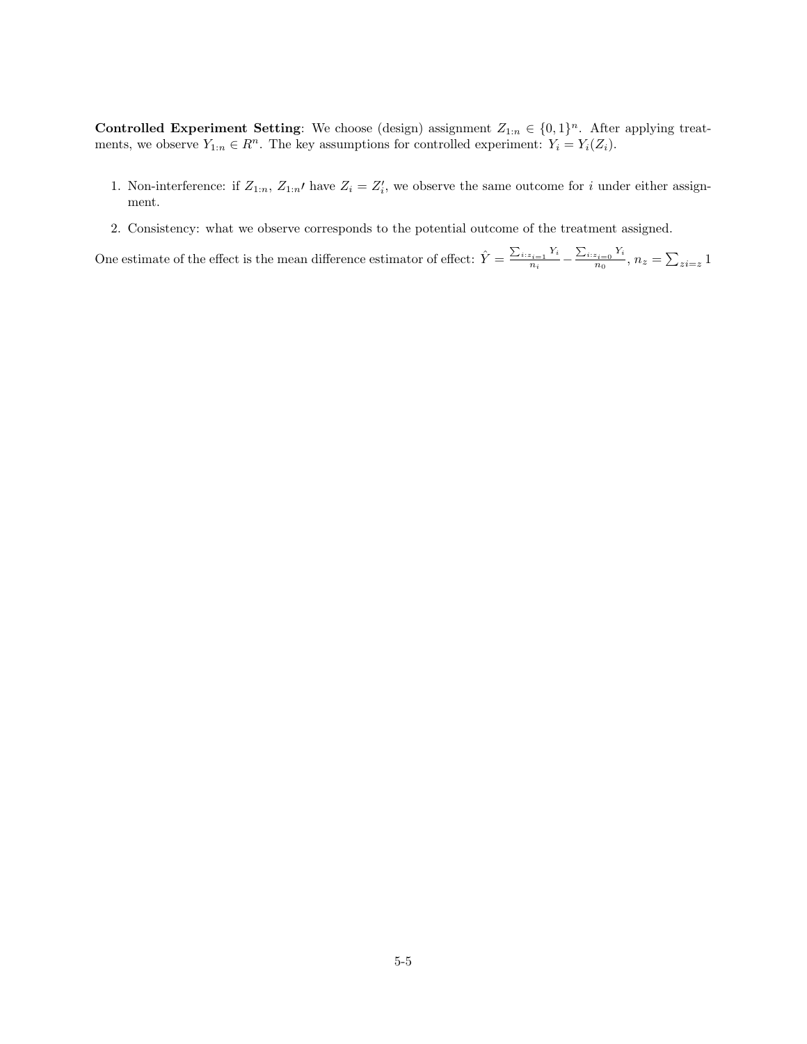**Controlled Experiment Setting**: We choose (design) assignment $Z_{1:n} \in \{0,1\}^n$. After applying treatments, we observe $Y_{1:n} \in R^n$. The key assumptions for controlled experiment: $Y_i = Y_i(Z_i)$.

1. Non-interference: if $Z_{1:n}$, $Z_{1:n}\prime$ have $Z_i = Z_i'$, we observe the same outcome for $i$ under either assignment.
2. Consistency: what we observe corresponds to the potential outcome of the treatment assigned.

One estimate of the effect is the mean difference estimator of effect: $\hat{Y} = \frac{\sum_{i:z_{i=1}} Y_i}{n_i} - \frac{\sum_{i:z_{i=0}} Y_i}{n_0}$, $n_z = \sum_{zi=z} 1$